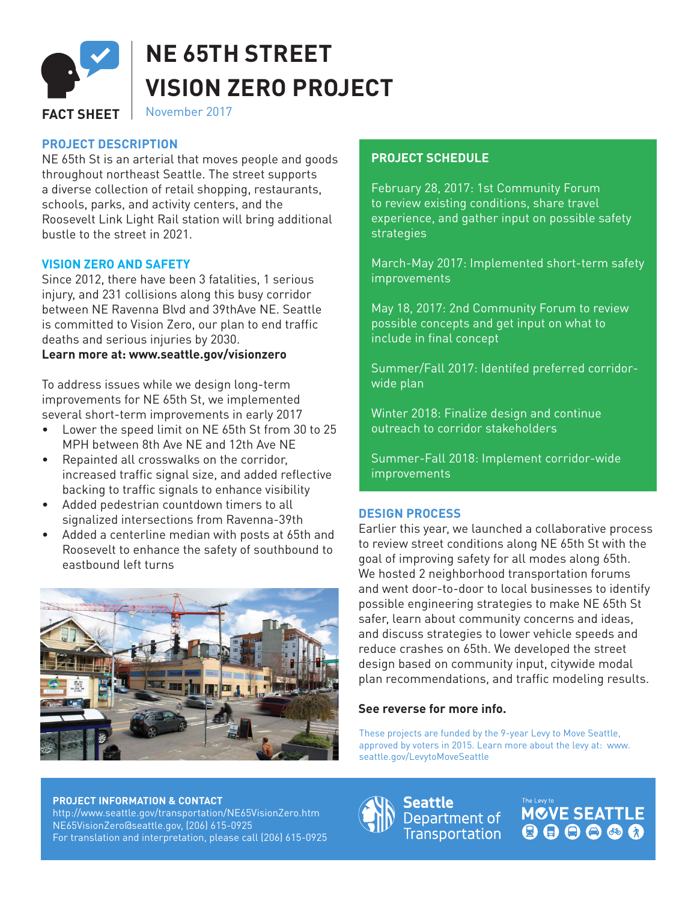FACT SHEET

# NE 65TH STREET VISION ZERO PROJECT

November 2017

## PROJECT DESCRIPTION

NE 65th St is an arterial that moves people and goods throughout northeast Seattle. The street supports a diverse collection of retail shopping, restaurants, schools, parks, and activity centers, and the Roosevelt Link Light Rail station will bring additional bustle to the street in 2021.

## VISION ZERO AND SAFETY

Since 2012, there have been 3 fatalities, 1 serious injury, and 231 collisions along this busy corridor between NE Ravenna Blvd and 39thAve NE. Seattle is committed to Vision Zero, our plan to end traffic deaths and serious injuries by 2030.

**Learn more at: www.seattle.gov/visionzero**

To address issues while we design long-term improvements for NE 65th St, we implemented several short-term improvements in early 2017

- Lower the speed limit on NE 65th St from 30 to 25 MPH between 8th Ave NE and 12th Ave NE
- Repainted all crosswalks on the corridor, increased traffic signal size, and added reflective backing to traffic signals to enhance visibility
- Added pedestrian countdown timers to all signalized intersections from Ravenna-39th
- Added a centerline median with posts at 65th and Roosevelt to enhance the safety of southbound to eastbound left turns

## PROJECT SCHEDULE

February 28, 2017: 1st Community Forum to review existing conditions, share travel experience, and gather input on possible safety strategies

March-May 2017: Implemented short-term safety improvements

May 18, 2017: 2nd Community Forum to review possible concepts and get input on what to include in final concept

Summer/Fall 2017: Identifed preferred corridor-wide plan

Winter 2018: Finalize design and continue outreach to corridor stakeholders

Summer-Fall 2018: Implement corridor-wide improvements

## DESIGN PROCESS

Earlier this year, we launched a collaborative process to review street conditions along NE 65th St with the goal of improving safety for all modes along 65th. We hosted 2 neighborhood transportation forums and went door-to-door to local businesses to identify possible engineering strategies to make NE 65th St safer, learn about community concerns and ideas, and discuss strategies to lower vehicle speeds and reduce crashes on 65th. We developed the street design based on community input, citywide modal plan recommendations, and traffic modeling results.

**See reverse for more info.**

These projects are funded by the 9-year Levy to Move Seattle, approved by voters in 2015. Learn more about the levy at: www.seattle.gov/LevytoMoveSeattle

**PROJECT INFORMATION & CONTACT**

http://www.seattle.gov/transportation/NE65VisionZero.htm
NE65VisionZero@seattle.gov, (206) 615-0925
For translation and interpretation, please call (206) 615-0925

Seattle Department of Transportation

The Levy to MOVE SEATTLE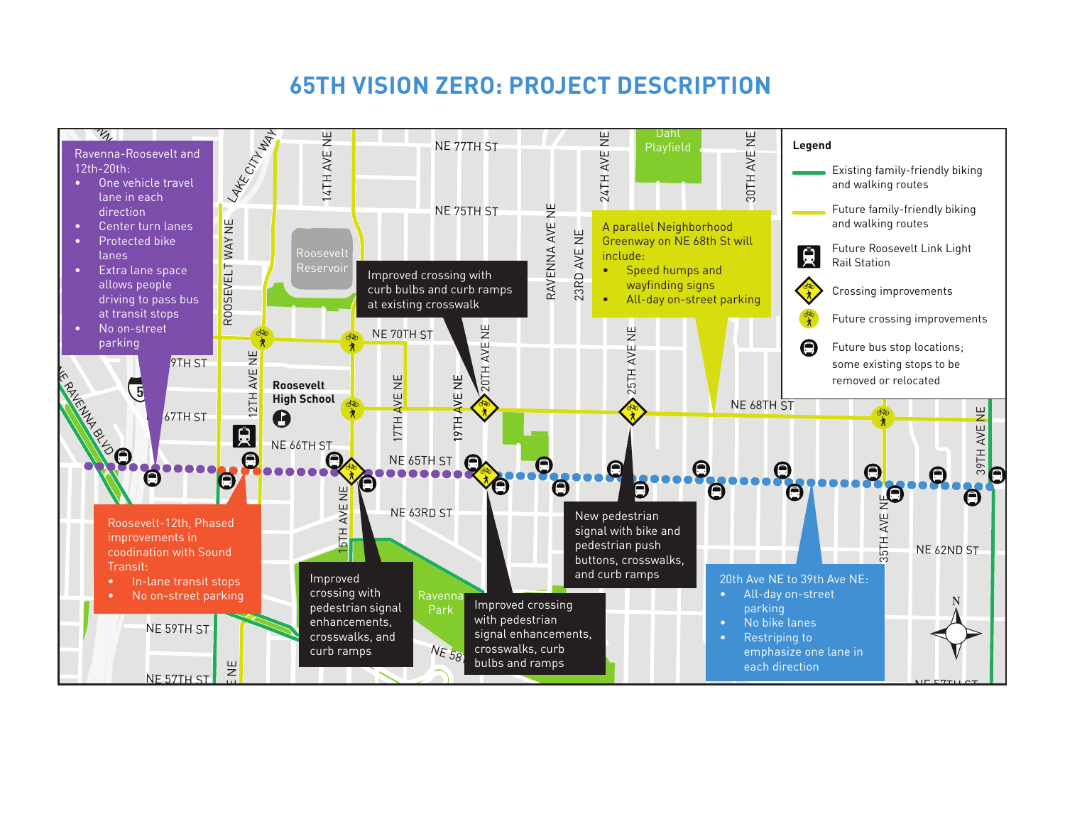# 65TH VISION ZERO: PROJECT DESCRIPTION

Ravenna-Roosevelt and 12th-20th:
- One vehicle travel lane in each direction
- Center turn lanes
- Protected bike lanes
- Extra lane space allows people driving to pass bus at transit stops
- No on-street parking

Improved crossing with curb bulbs and curb ramps at existing crosswalk

A parallel Neighborhood Greenway on NE 68th St will include:
- Speed humps and wayfinding signs
- All-day on-street parking

Roosevelt-12th, Phased improvements in coodination with Sound Transit:
- In-lane transit stops
- No on-street parking

Improved crossing with pedestrian signal enhancements, crosswalks, and curb ramps

Improved crossing with pedestrian signal enhancements, crosswalks, curb bulbs and ramps

New pedestrian signal with bike and pedestrian push buttons, crosswalks, and curb ramps

20th Ave NE to 39th Ave NE:
- All-day on-street parking
- No bike lanes
- Restriping to emphasize one lane in each direction

**Legend**
- Existing family-friendly biking and walking routes
- Future family-friendly biking and walking routes
- Future Roosevelt Link Light Rail Station
- Crossing improvements
- Future crossing improvements
- Future bus stop locations; some existing stops to be removed or relocated

NE 77TH ST
NE 75TH ST
NE 70TH ST
NE 68TH ST
67TH ST
NE 66TH ST
NE 65TH ST
NE 63RD ST
NE 62ND ST
NE 59TH ST
NE 57TH ST
9TH ST
LAKE CITY WAY
ROOSEVELT WAY NE
12TH AVE NE
14TH AVE NE
15TH AVE NE
17TH AVE NE
19TH AVE NE
20TH AVE NE
RAVENNA AVE NE
23RD AVE NE
24TH AVE NE
25TH AVE NE
30TH AVE NE
35TH AVE NE
39TH AVE NE
NE RAVENNA BLVD
Roosevelt Reservoir
Roosevelt High School
Dahl Playfield
Ravenna Park
5
N